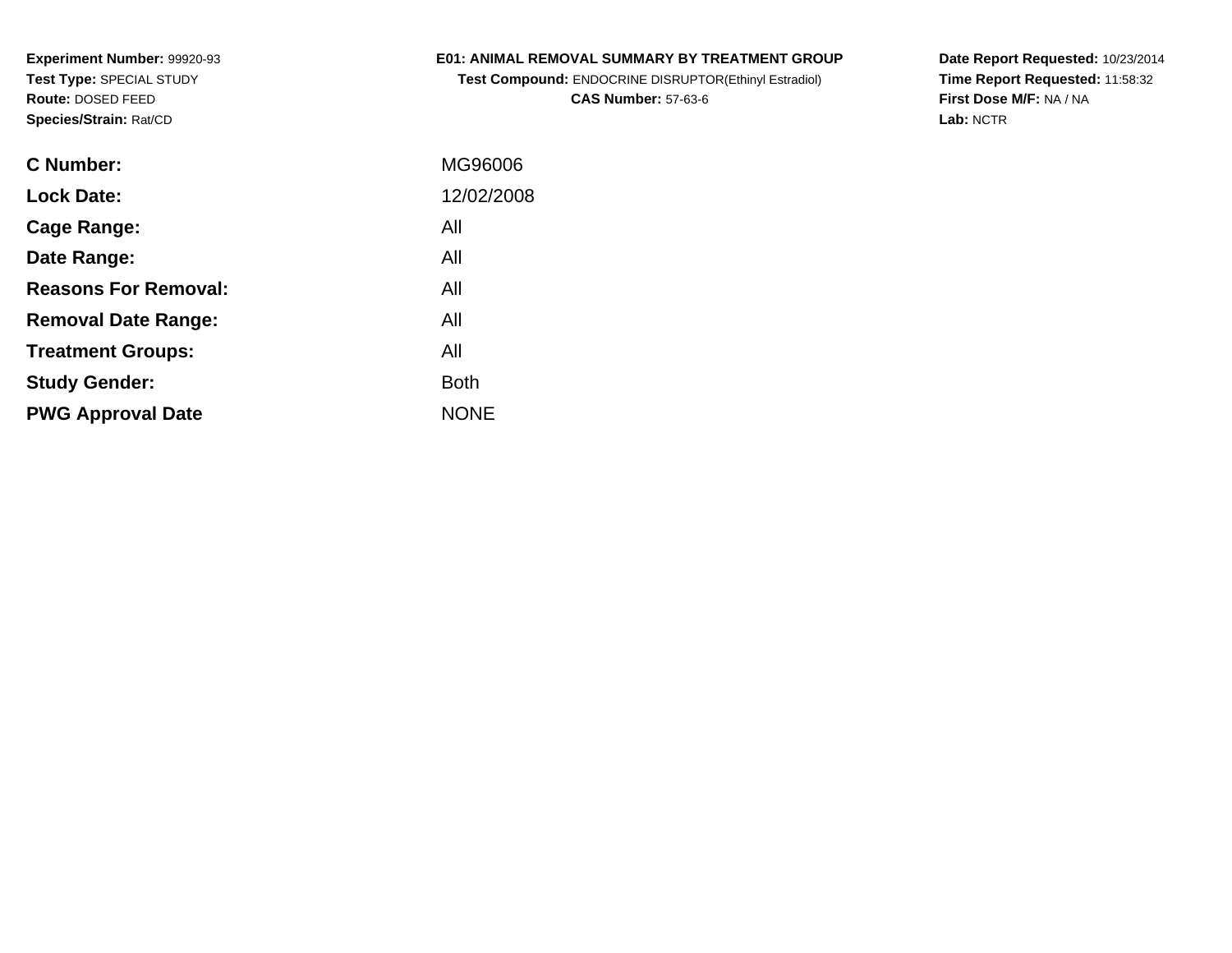**Experiment Number:** 99920-93
**Test Type:** SPECIAL STUDY
**Route:** DOSED FEED
**Species/Strain:** Rat/CD

**E01: ANIMAL REMOVAL SUMMARY BY TREATMENT GROUP**
**Test Compound:** ENDOCRINE DISRUPTOR(Ethinyl Estradiol)
**CAS Number:** 57-63-6

**Date Report Requested:** 10/23/2014
**Time Report Requested:** 11:58:32
**First Dose M/F:** NA / NA
**Lab:** NCTR

| | |
|---|---|
| **C Number:** | MG96006 |
| **Lock Date:** | 12/02/2008 |
| **Cage Range:** | All |
| **Date Range:** | All |
| **Reasons For Removal:** | All |
| **Removal Date Range:** | All |
| **Treatment Groups:** | All |
| **Study Gender:** | Both |
| **PWG Approval Date** | NONE |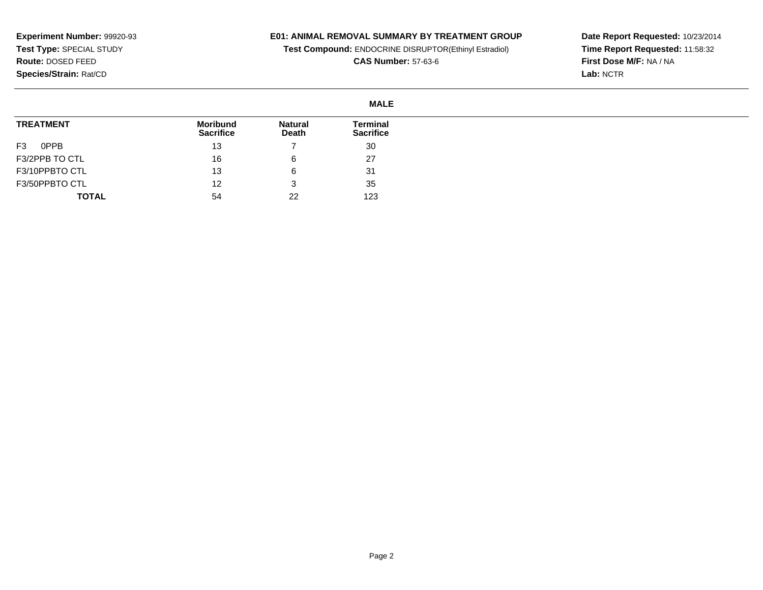**Experiment Number:** 99920-93
**Test Type:** SPECIAL STUDY
**Route:** DOSED FEED
**Species/Strain:** Rat/CD

**E01: ANIMAL REMOVAL SUMMARY BY TREATMENT GROUP**
**Test Compound:** ENDOCRINE DISRUPTOR(Ethinyl Estradiol)
**CAS Number:** 57-63-6

**Date Report Requested:** 10/23/2014
**Time Report Requested:** 11:58:32
**First Dose M/F:** NA / NA
**Lab:** NCTR

**MALE**

| TREATMENT | Moribund Sacrifice | Natural Death | Terminal Sacrifice |
|---|---|---|---|
| F3 0PPB | 13 | 7 | 30 |
| F3/2PPB TO CTL | 16 | 6 | 27 |
| F3/10PPBTO CTL | 13 | 6 | 31 |
| F3/50PPBTO CTL | 12 | 3 | 35 |
| **TOTAL** | 54 | 22 | 123 |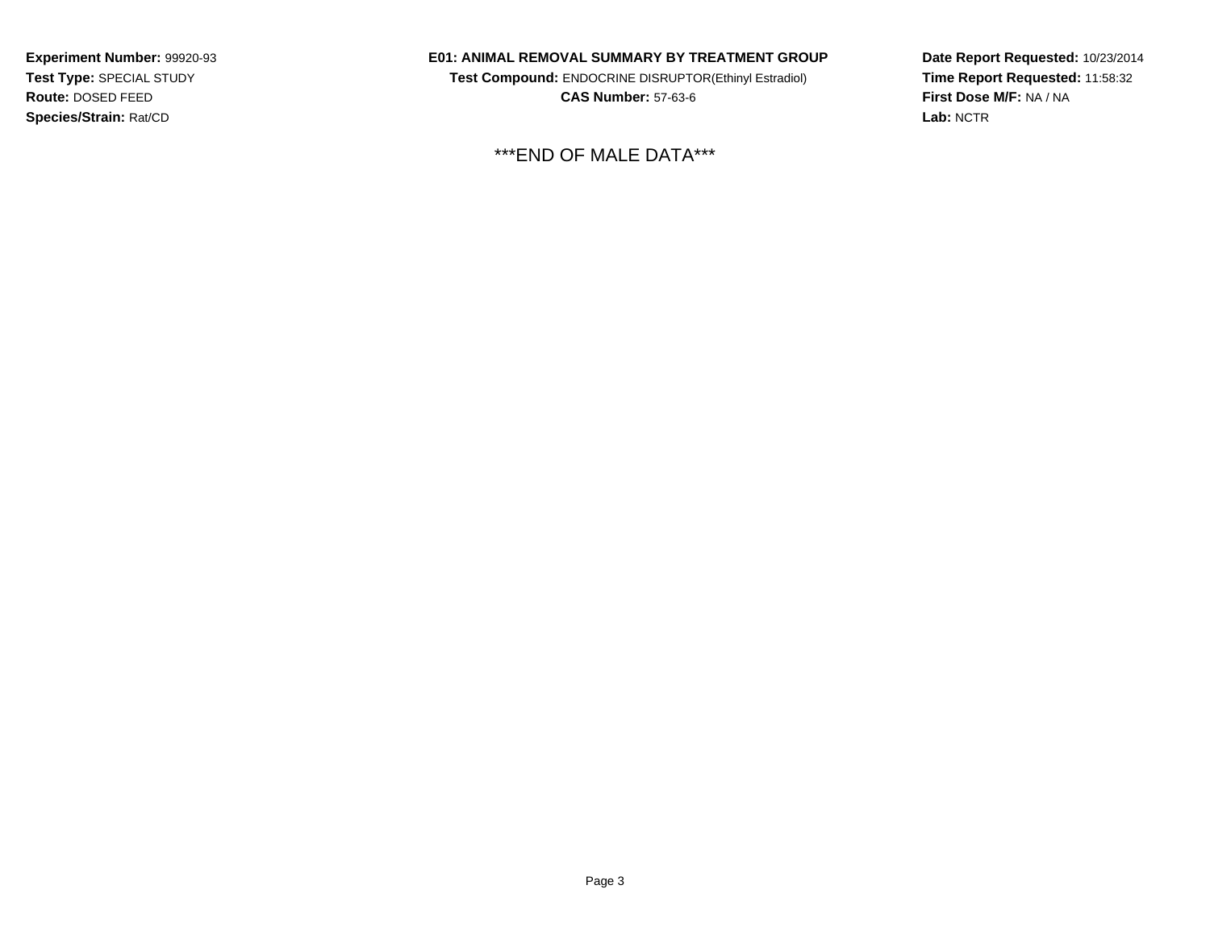**Experiment Number:** 99920-93
**Test Type:** SPECIAL STUDY
**Route:** DOSED FEED
**Species/Strain:** Rat/CD

**E01: ANIMAL REMOVAL SUMMARY BY TREATMENT GROUP**
**Test Compound:** ENDOCRINE DISRUPTOR(Ethinyl Estradiol)
**CAS Number:** 57-63-6

**Date Report Requested:** 10/23/2014
**Time Report Requested:** 11:58:32
**First Dose M/F:** NA / NA
**Lab:** NCTR

***END OF MALE DATA***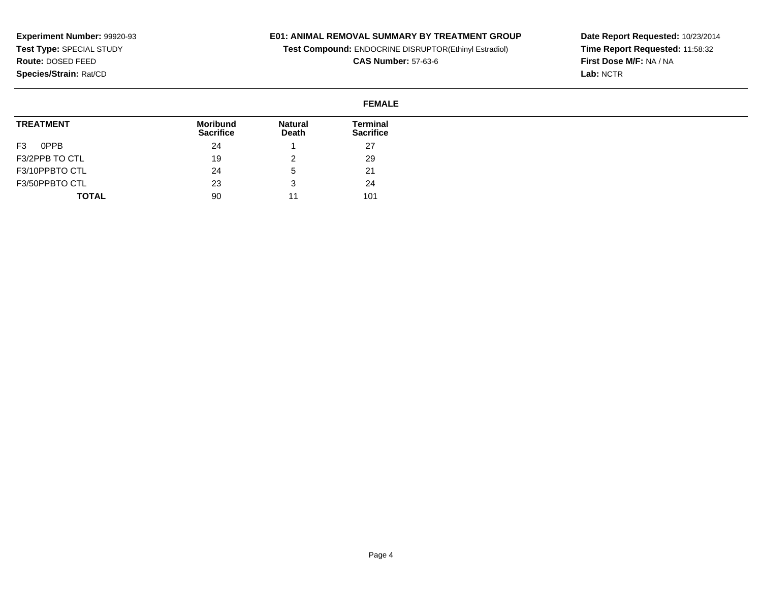**Experiment Number:** 99920-93
**Test Type:** SPECIAL STUDY
**Route:** DOSED FEED
**Species/Strain:** Rat/CD

**E01: ANIMAL REMOVAL SUMMARY BY TREATMENT GROUP**
**Test Compound:** ENDOCRINE DISRUPTOR(Ethinyl Estradiol)
**CAS Number:** 57-63-6

**Date Report Requested:** 10/23/2014
**Time Report Requested:** 11:58:32
**First Dose M/F:** NA / NA
**Lab:** NCTR

**FEMALE**

| TREATMENT | Moribund Sacrifice | Natural Death | Terminal Sacrifice |
|---|---|---|---|
| F3 0PPB | 24 | 1 | 27 |
| F3/2PPB TO CTL | 19 | 2 | 29 |
| F3/10PPBTO CTL | 24 | 5 | 21 |
| F3/50PPBTO CTL | 23 | 3 | 24 |
| **TOTAL** | 90 | 11 | 101 |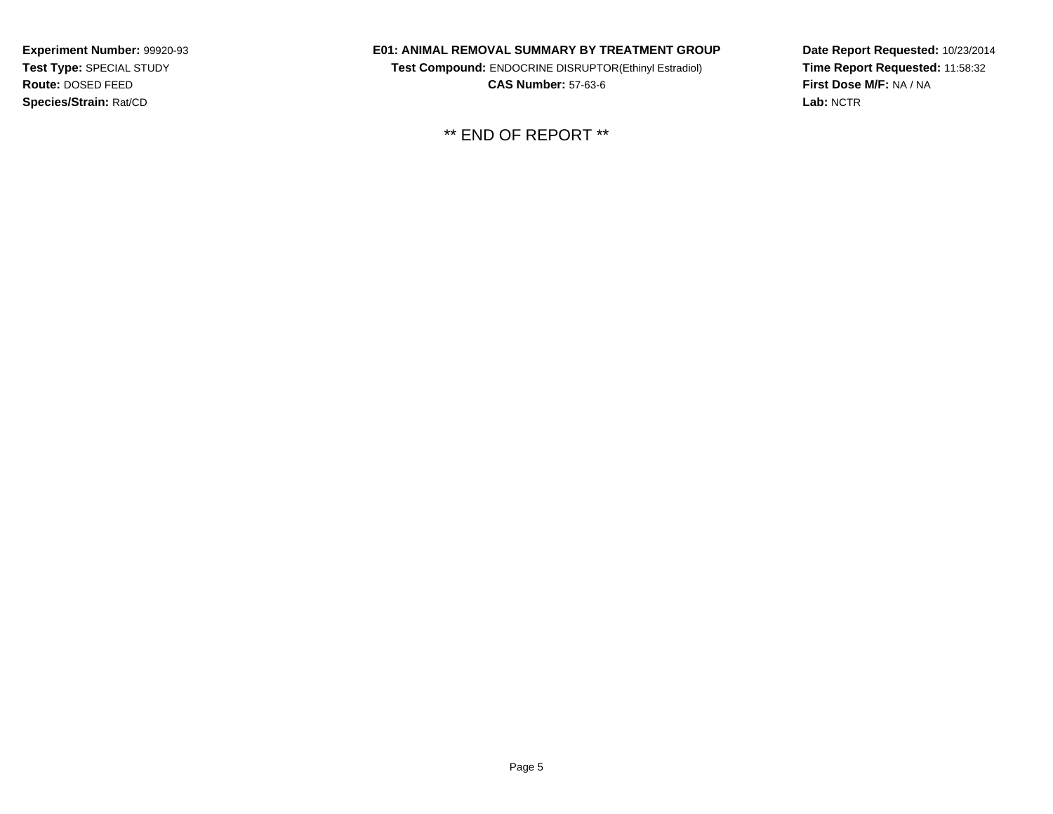**Experiment Number:** 99920-93
**Test Type:** SPECIAL STUDY
**Route:** DOSED FEED
**Species/Strain:** Rat/CD

**E01: ANIMAL REMOVAL SUMMARY BY TREATMENT GROUP**
**Test Compound:** ENDOCRINE DISRUPTOR(Ethinyl Estradiol)
**CAS Number:** 57-63-6

**Date Report Requested:** 10/23/2014
**Time Report Requested:** 11:58:32
**First Dose M/F:** NA / NA
**Lab:** NCTR

** END OF REPORT **